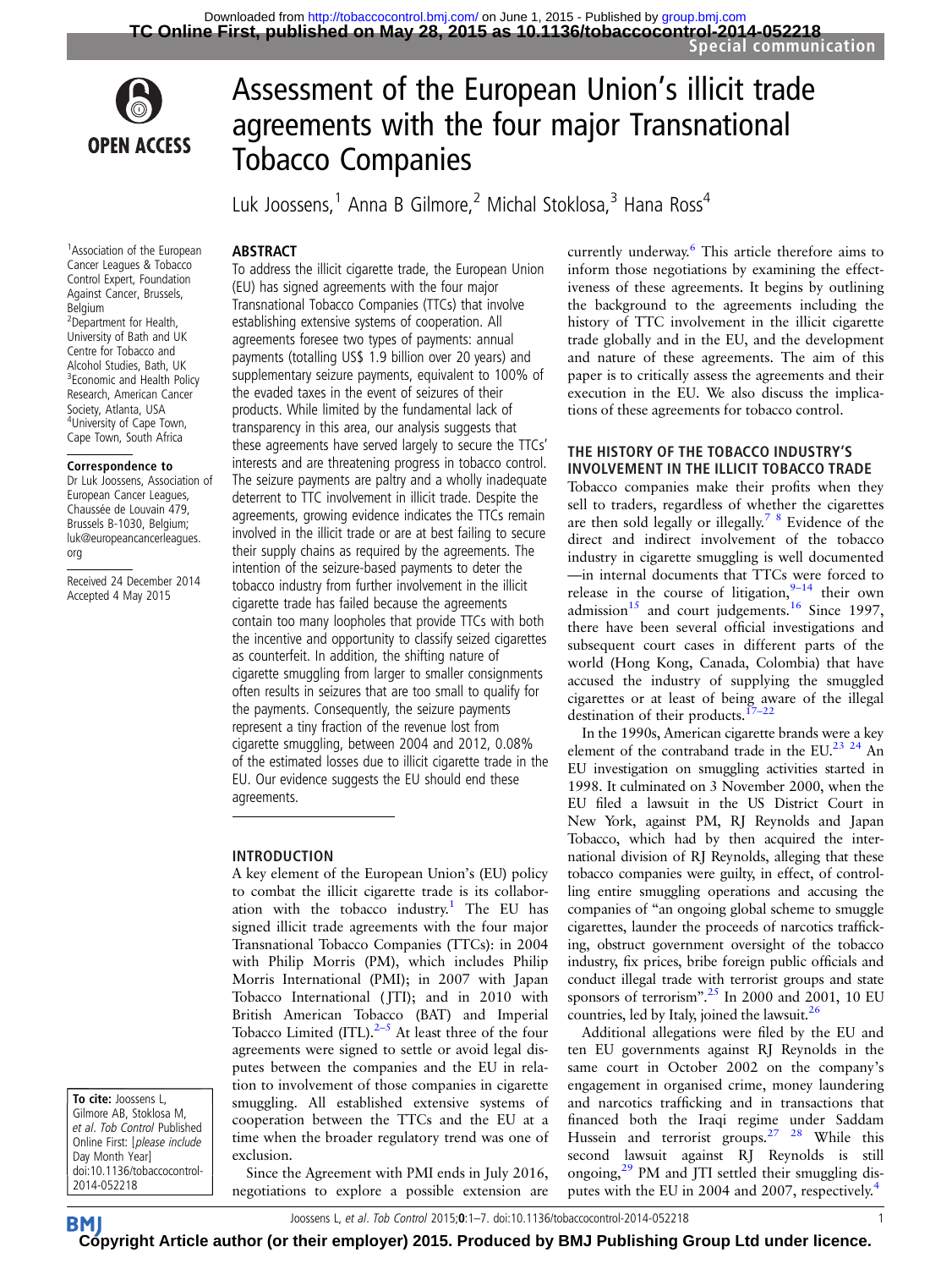# Assessment of the European Union's illicit trade agreements with the four major Transnational Tobacco Companies

Luk Joossens,[1] Anna B Gilmore,[2] Michal Stoklosa,[3] Hana Ross[4]

[1]Association of the European Cancer Leagues & Tobacco Control Expert, Foundation Against Cancer, Brussels, Belgium
[2]Department for Health, University of Bath and UK Centre for Tobacco and Alcohol Studies, Bath, UK
[3]Economic and Health Policy Research, American Cancer Society, Atlanta, USA
[4]University of Cape Town, Cape Town, South Africa

**Correspondence to**
Dr Luk Joossens, Association of European Cancer Leagues, Chaussée de Louvain 479, Brussels B-1030, Belgium; luk@europeancancerleagues.org

Received 24 December 2014
Accepted 4 May 2015

**To cite:** Joossens L, Gilmore AB, Stoklosa M, *et al. Tob Control* Published Online First: [*please include* Day Month Year] doi:10.1136/tobaccocontrol-2014-052218

## ABSTRACT

To address the illicit cigarette trade, the European Union (EU) has signed agreements with the four major Transnational Tobacco Companies (TTCs) that involve establishing extensive systems of cooperation. All agreements foresee two types of payments: annual payments (totalling US$ 1.9 billion over 20 years) and supplementary seizure payments, equivalent to 100% of the evaded taxes in the event of seizures of their products. While limited by the fundamental lack of transparency in this area, our analysis suggests that these agreements have served largely to secure the TTCs' interests and are threatening progress in tobacco control. The seizure payments are paltry and a wholly inadequate deterrent to TTC involvement in illicit trade. Despite the agreements, growing evidence indicates the TTCs remain involved in the illicit trade or are at best failing to secure their supply chains as required by the agreements. The intention of the seizure-based payments to deter the tobacco industry from further involvement in the illicit cigarette trade has failed because the agreements contain too many loopholes that provide TTCs with both the incentive and opportunity to classify seized cigarettes as counterfeit. In addition, the shifting nature of cigarette smuggling from larger to smaller consignments often results in seizures that are too small to qualify for the payments. Consequently, the seizure payments represent a tiny fraction of the revenue lost from cigarette smuggling, between 2004 and 2012, 0.08% of the estimated losses due to illicit cigarette trade in the EU. Our evidence suggests the EU should end these agreements.

## INTRODUCTION

A key element of the European Union's (EU) policy to combat the illicit cigarette trade is its collaboration with the tobacco industry.[1] The EU has signed illicit trade agreements with the four major Transnational Tobacco Companies (TTCs): in 2004 with Philip Morris (PM), which includes Philip Morris International (PMI); in 2007 with Japan Tobacco International (JTI); and in 2010 with British American Tobacco (BAT) and Imperial Tobacco Limited (ITL).[2–5] At least three of the four agreements were signed to settle or avoid legal disputes between the companies and the EU in relation to involvement of those companies in cigarette smuggling. All established extensive systems of cooperation between the TTCs and the EU at a time when the broader regulatory trend was one of exclusion.

Since the Agreement with PMI ends in July 2016, negotiations to explore a possible extension are currently underway.[6] This article therefore aims to inform those negotiations by examining the effectiveness of these agreements. It begins by outlining the background to the agreements including the history of TTC involvement in the illicit cigarette trade globally and in the EU, and the development and nature of these agreements. The aim of this paper is to critically assess the agreements and their execution in the EU. We also discuss the implications of these agreements for tobacco control.

## THE HISTORY OF THE TOBACCO INDUSTRY'S INVOLVEMENT IN THE ILLICIT TOBACCO TRADE

Tobacco companies make their profits when they sell to traders, regardless of whether the cigarettes are then sold legally or illegally.[7,8] Evidence of the direct and indirect involvement of the tobacco industry in cigarette smuggling is well documented —in internal documents that TTCs were forced to release in the course of litigation,[9–14] their own admission[15] and court judgements.[16] Since 1997, there have been several official investigations and subsequent court cases in different parts of the world (Hong Kong, Canada, Colombia) that have accused the industry of supplying the smuggled cigarettes or at least of being aware of the illegal destination of their products.[17–22]

In the 1990s, American cigarette brands were a key element of the contraband trade in the EU.[23,24] An EU investigation on smuggling activities started in 1998. It culminated on 3 November 2000, when the EU filed a lawsuit in the US District Court in New York, against PM, RJ Reynolds and Japan Tobacco, which had by then acquired the international division of RJ Reynolds, alleging that these tobacco companies were guilty, in effect, of controlling entire smuggling operations and accusing the companies of "an ongoing global scheme to smuggle cigarettes, launder the proceeds of narcotics trafficking, obstruct government oversight of the tobacco industry, fix prices, bribe foreign public officials and conduct illegal trade with terrorist groups and state sponsors of terrorism".[25] In 2000 and 2001, 10 EU countries, led by Italy, joined the lawsuit.[26]

Additional allegations were filed by the EU and ten EU governments against RJ Reynolds in the same court in October 2002 on the company's engagement in organised crime, money laundering and narcotics trafficking and in transactions that financed both the Iraqi regime under Saddam Hussein and terrorist groups.[27,28] While this second lawsuit against RJ Reynolds is still ongoing,[29] PM and JTI settled their smuggling disputes with the EU in 2004 and 2007, respectively.[4]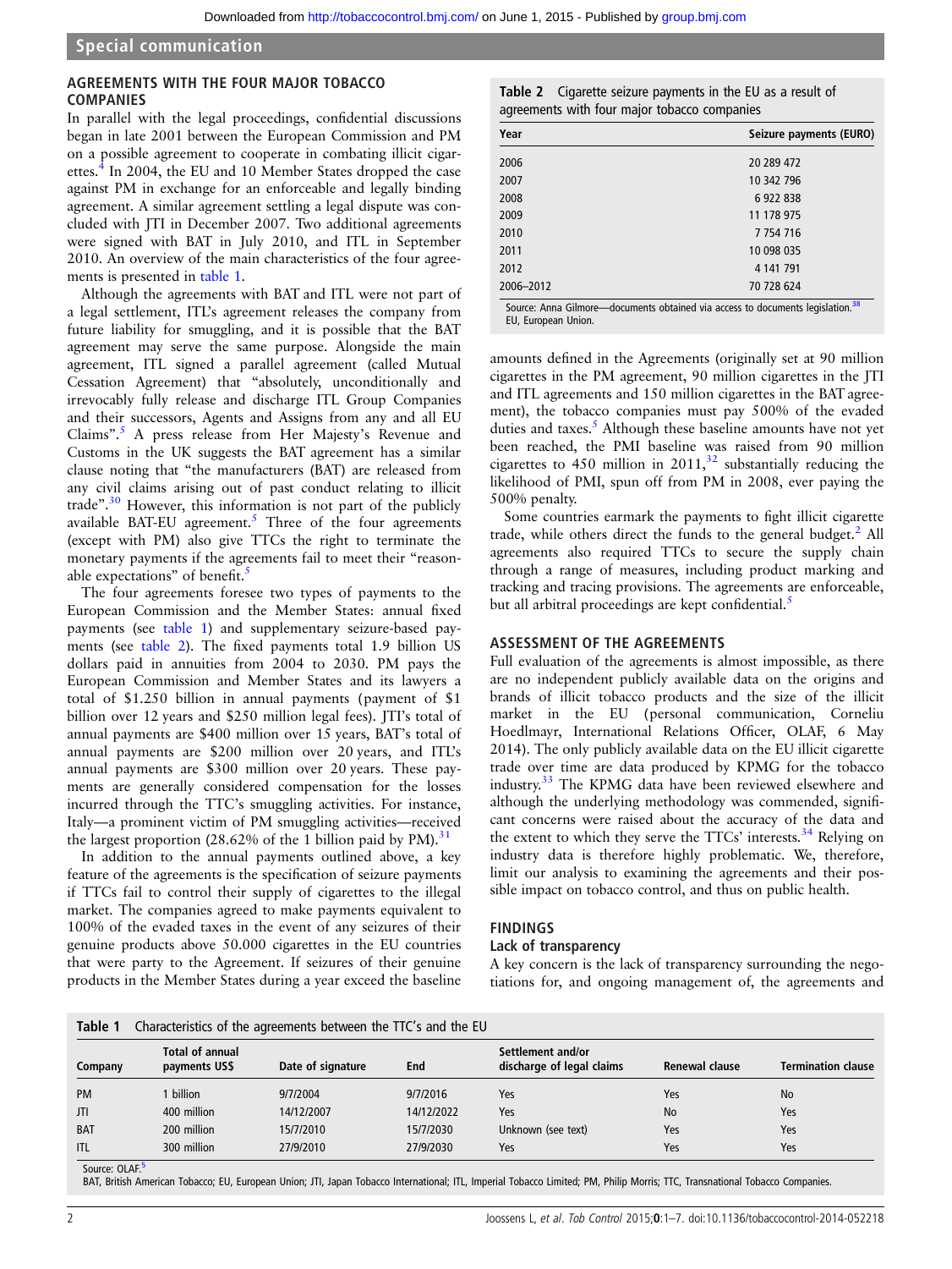## AGREEMENTS WITH THE FOUR MAJOR TOBACCO COMPANIES

In parallel with the legal proceedings, confidential discussions began in late 2001 between the European Commission and PM on a possible agreement to cooperate in combating illicit cigarettes.[4] In 2004, the EU and 10 Member States dropped the case against PM in exchange for an enforceable and legally binding agreement. A similar agreement settling a legal dispute was concluded with JTI in December 2007. Two additional agreements were signed with BAT in July 2010, and ITL in September 2010. An overview of the main characteristics of the four agreements is presented in table 1.

Although the agreements with BAT and ITL were not part of a legal settlement, ITL's agreement releases the company from future liability for smuggling, and it is possible that the BAT agreement may serve the same purpose. Alongside the main agreement, ITL signed a parallel agreement (called Mutual Cessation Agreement) that "absolutely, unconditionally and irrevocably fully release and discharge ITL Group Companies and their successors, Agents and Assigns from any and all EU Claims".[5] A press release from Her Majesty's Revenue and Customs in the UK suggests the BAT agreement has a similar clause noting that "the manufacturers (BAT) are released from any civil claims arising out of past conduct relating to illicit trade".[30] However, this information is not part of the publicly available BAT-EU agreement.[5] Three of the four agreements (except with PM) also give TTCs the right to terminate the monetary payments if the agreements fail to meet their "reasonable expectations" of benefit.[5]

The four agreements foresee two types of payments to the European Commission and the Member States: annual fixed payments (see table 1) and supplementary seizure-based payments (see table 2). The fixed payments total 1.9 billion US dollars paid in annuities from 2004 to 2030. PM pays the European Commission and Member States and its lawyers a total of $1.250 billion in annual payments (payment of $1 billion over 12 years and $250 million legal fees). JTI's total of annual payments are $400 million over 15 years, BAT's total of annual payments are $200 million over 20 years, and ITL's annual payments are $300 million over 20 years. These payments are generally considered compensation for the losses incurred through the TTC's smuggling activities. For instance, Italy—a prominent victim of PM smuggling activities—received the largest proportion (28.62% of the 1 billion paid by PM).[31]

In addition to the annual payments outlined above, a key feature of the agreements is the specification of seizure payments if TTCs fail to control their supply of cigarettes to the illegal market. The companies agreed to make payments equivalent to 100% of the evaded taxes in the event of any seizures of their genuine products above 50.000 cigarettes in the EU countries that were party to the Agreement. If seizures of their genuine products in the Member States during a year exceed the baseline amounts defined in the Agreements (originally set at 90 million cigarettes in the PM agreement, 90 million cigarettes in the JTI and ITL agreements and 150 million cigarettes in the BAT agreement), the tobacco companies must pay 500% of the evaded duties and taxes.[5] Although these baseline amounts have not yet been reached, the PMI baseline was raised from 90 million cigarettes to 450 million in 2011,[32] substantially reducing the likelihood of PMI, spun off from PM in 2008, ever paying the 500% penalty.

Some countries earmark the payments to fight illicit cigarette trade, while others direct the funds to the general budget.[2] All agreements also required TTCs to secure the supply chain through a range of measures, including product marking and tracking and tracing provisions. The agreements are enforceable, but all arbitral proceedings are kept confidential.[5]

**Table 2** Cigarette seizure payments in the EU as a result of agreements with four major tobacco companies

| Year | Seizure payments (EURO) |
|---|---|
| 2006 | 20 289 472 |
| 2007 | 10 342 796 |
| 2008 | 6 922 838 |
| 2009 | 11 178 975 |
| 2010 | 7 754 716 |
| 2011 | 10 098 035 |
| 2012 | 4 141 791 |
| 2006–2012 | 70 728 624 |

Source: Anna Gilmore—documents obtained via access to documents legislation.[38]
EU, European Union.

## ASSESSMENT OF THE AGREEMENTS

Full evaluation of the agreements is almost impossible, as there are no independent publicly available data on the origins and brands of illicit tobacco products and the size of the illicit market in the EU (personal communication, Corneliu Hoedlmayr, International Relations Officer, OLAF, 6 May 2014). The only publicly available data on the EU illicit cigarette trade over time are data produced by KPMG for the tobacco industry.[33] The KPMG data have been reviewed elsewhere and although the underlying methodology was commended, significant concerns were raised about the accuracy of the data and the extent to which they serve the TTCs' interests.[34] Relying on industry data is therefore highly problematic. We, therefore, limit our analysis to examining the agreements and their possible impact on tobacco control, and thus on public health.

## FINDINGS

### Lack of transparency

A key concern is the lack of transparency surrounding the negotiations for, and ongoing management of, the agreements and

**Table 1** Characteristics of the agreements between the TTC's and the EU

| Company | Total of annual payments US$ | Date of signature | End | Settlement and/or discharge of legal claims | Renewal clause | Termination clause |
|---|---|---|---|---|---|---|
| PM | 1 billion | 9/7/2004 | 9/7/2016 | Yes | Yes | No |
| JTI | 400 million | 14/12/2007 | 14/12/2022 | Yes | No | Yes |
| BAT | 200 million | 15/7/2010 | 15/7/2030 | Unknown (see text) | Yes | Yes |
| ITL | 300 million | 27/9/2010 | 27/9/2030 | Yes | Yes | Yes |

Source: OLAF.[5]
BAT, British American Tobacco; EU, European Union; JTI, Japan Tobacco International; ITL, Imperial Tobacco Limited; PM, Philip Morris; TTC, Transnational Tobacco Companies.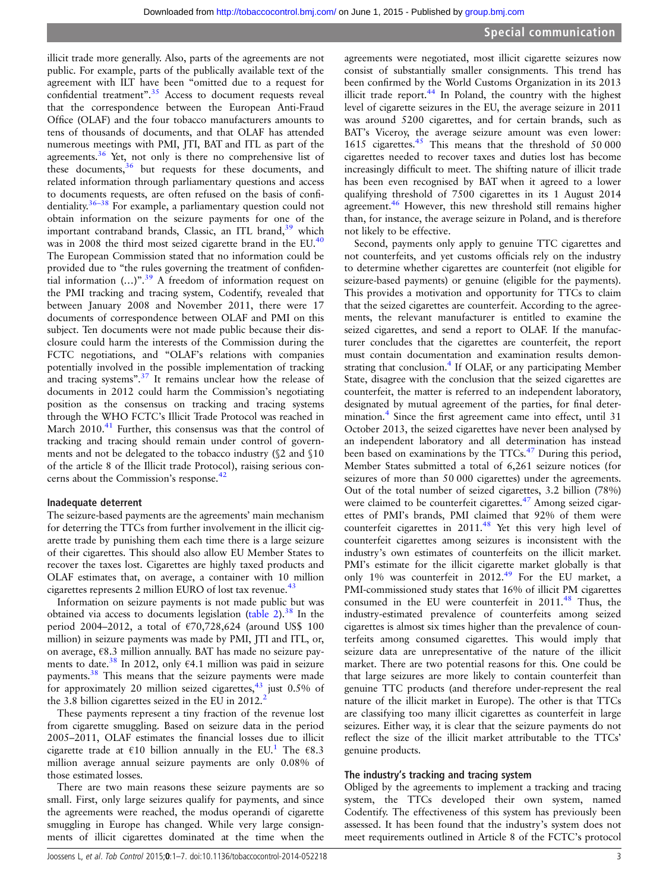illicit trade more generally. Also, parts of the agreements are not public. For example, parts of the publically available text of the agreement with ILT have been "omitted due to a request for confidential treatment".[35] Access to document requests reveal that the correspondence between the European Anti-Fraud Office (OLAF) and the four tobacco manufacturers amounts to tens of thousands of documents, and that OLAF has attended numerous meetings with PMI, JTI, BAT and ITL as part of the agreements.[36] Yet, not only is there no comprehensive list of these documents,[36] but requests for these documents, and related information through parliamentary questions and access to documents requests, are often refused on the basis of confidentiality.[36–38] For example, a parliamentary question could not obtain information on the seizure payments for one of the important contraband brands, Classic, an ITL brand,[39] which was in 2008 the third most seized cigarette brand in the EU.[40] The European Commission stated that no information could be provided due to "the rules governing the treatment of confidential information (…)".[39] A freedom of information request on the PMI tracking and tracing system, Codentify, revealed that between January 2008 and November 2011, there were 17 documents of correspondence between OLAF and PMI on this subject. Ten documents were not made public because their disclosure could harm the interests of the Commission during the FCTC negotiations, and "OLAF's relations with companies potentially involved in the possible implementation of tracking and tracing systems".[37] It remains unclear how the release of documents in 2012 could harm the Commission's negotiating position as the consensus on tracking and tracing systems through the WHO FCTC's Illicit Trade Protocol was reached in March 2010.[41] Further, this consensus was that the control of tracking and tracing should remain under control of governments and not be delegated to the tobacco industry (§2 and §10 of the article 8 of the Illicit trade Protocol), raising serious concerns about the Commission's response.[42]

### Inadequate deterrent

The seizure-based payments are the agreements' main mechanism for deterring the TTCs from further involvement in the illicit cigarette trade by punishing them each time there is a large seizure of their cigarettes. This should also allow EU Member States to recover the taxes lost. Cigarettes are highly taxed products and OLAF estimates that, on average, a container with 10 million cigarettes represents 2 million EURO of lost tax revenue.[43]

Information on seizure payments is not made public but was obtained via access to documents legislation (table 2).[38] In the period 2004–2012, a total of €70,728,624 (around US$ 100 million) in seizure payments was made by PMI, JTI and ITL, or, on average, €8.3 million annually. BAT has made no seizure payments to date.[38] In 2012, only €4.1 million was paid in seizure payments.[38] This means that the seizure payments were made for approximately 20 million seized cigarettes,[43] just 0.5% of the 3.8 billion cigarettes seized in the EU in 2012.[2]

These payments represent a tiny fraction of the revenue lost from cigarette smuggling. Based on seizure data in the period 2005–2011, OLAF estimates the financial losses due to illicit cigarette trade at €10 billion annually in the EU.[1] The €8.3 million average annual seizure payments are only 0.08% of those estimated losses.

There are two main reasons these seizure payments are so small. First, only large seizures qualify for payments, and since the agreements were reached, the modus operandi of cigarette smuggling in Europe has changed. While very large consignments of illicit cigarettes dominated at the time when the agreements were negotiated, most illicit cigarette seizures now consist of substantially smaller consignments. This trend has been confirmed by the World Customs Organization in its 2013 illicit trade report.[44] In Poland, the country with the highest level of cigarette seizures in the EU, the average seizure in 2011 was around 5200 cigarettes, and for certain brands, such as BAT's Viceroy, the average seizure amount was even lower: 1615 cigarettes.[45] This means that the threshold of 50 000 cigarettes needed to recover taxes and duties lost has become increasingly difficult to meet. The shifting nature of illicit trade has been even recognised by BAT when it agreed to a lower qualifying threshold of 7500 cigarettes in its 1 August 2014 agreement.[46] However, this new threshold still remains higher than, for instance, the average seizure in Poland, and is therefore not likely to be effective.

Second, payments only apply to genuine TTC cigarettes and not counterfeits, and yet customs officials rely on the industry to determine whether cigarettes are counterfeit (not eligible for seizure-based payments) or genuine (eligible for the payments). This provides a motivation and opportunity for TTCs to claim that the seized cigarettes are counterfeit. According to the agreements, the relevant manufacturer is entitled to examine the seized cigarettes, and send a report to OLAF. If the manufacturer concludes that the cigarettes are counterfeit, the report must contain documentation and examination results demonstrating that conclusion.[4] If OLAF, or any participating Member State, disagree with the conclusion that the seized cigarettes are counterfeit, the matter is referred to an independent laboratory, designated by mutual agreement of the parties, for final determination.[4] Since the first agreement came into effect, until 31 October 2013, the seized cigarettes have never been analysed by an independent laboratory and all determination has instead been based on examinations by the TTCs.[47] During this period, Member States submitted a total of 6,261 seizure notices (for seizures of more than 50 000 cigarettes) under the agreements. Out of the total number of seized cigarettes, 3.2 billion (78%) were claimed to be counterfeit cigarettes.[47] Among seized cigarettes of PMI's brands, PMI claimed that 92% of them were counterfeit cigarettes in 2011.[48] Yet this very high level of counterfeit cigarettes among seizures is inconsistent with the industry's own estimates of counterfeits on the illicit market. PMI's estimate for the illicit cigarette market globally is that only 1% was counterfeit in 2012.[49] For the EU market, a PMI-commissioned study states that 16% of illicit PM cigarettes consumed in the EU were counterfeit in 2011.[48] Thus, the industry-estimated prevalence of counterfeits among seized cigarettes is almost six times higher than the prevalence of counterfeits among consumed cigarettes. This would imply that seizure data are unrepresentative of the nature of the illicit market. There are two potential reasons for this. One could be that large seizures are more likely to contain counterfeit than genuine TTC products (and therefore under-represent the real nature of the illicit market in Europe). The other is that TTCs are classifying too many illicit cigarettes as counterfeit in large seizures. Either way, it is clear that the seizure payments do not reflect the size of the illicit market attributable to the TTCs' genuine products.

### The industry's tracking and tracing system

Obliged by the agreements to implement a tracking and tracing system, the TTCs developed their own system, named Codentify. The effectiveness of this system has previously been assessed. It has been found that the industry's system does not meet requirements outlined in Article 8 of the FCTC's protocol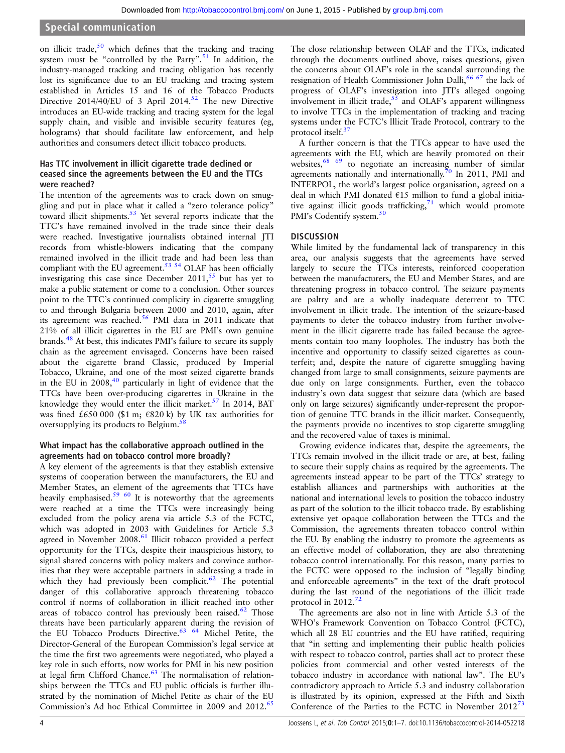on illicit trade,[50] which defines that the tracking and tracing system must be "controlled by the Party".[51] In addition, the industry-managed tracking and tracing obligation has recently lost its significance due to an EU tracking and tracing system established in Articles 15 and 16 of the Tobacco Products Directive 2014/40/EU of 3 April 2014.[52] The new Directive introduces an EU-wide tracking and tracing system for the legal supply chain, and visible and invisible security features (eg, holograms) that should facilitate law enforcement, and help authorities and consumers detect illicit tobacco products.

### Has TTC involvement in illicit cigarette trade declined or ceased since the agreements between the EU and the TTCs were reached?

The intention of the agreements was to crack down on smuggling and put in place what it called a "zero tolerance policy" toward illicit shipments.[53] Yet several reports indicate that the TTC's have remained involved in the trade since their deals were reached. Investigative journalists obtained internal JTI records from whistle-blowers indicating that the company remained involved in the illicit trade and had been less than compliant with the EU agreement.[53,54] OLAF has been officially investigating this case since December 2011,[55] but has yet to make a public statement or come to a conclusion. Other sources point to the TTC's continued complicity in cigarette smuggling to and through Bulgaria between 2000 and 2010, again, after its agreement was reached.[56] PMI data in 2011 indicate that 21% of all illicit cigarettes in the EU are PMI's own genuine brands.[48] At best, this indicates PMI's failure to secure its supply chain as the agreement envisaged. Concerns have been raised about the cigarette brand Classic, produced by Imperial Tobacco, Ukraine, and one of the most seized cigarette brands in the EU in 2008,[40] particularly in light of evidence that the TTCs have been over-producing cigarettes in Ukraine in the knowledge they would enter the illicit market.[57] In 2014, BAT was fined £650 000 ($1 m; €820 k) by UK tax authorities for oversupplying its products to Belgium.[58]

### What impact has the collaborative approach outlined in the agreements had on tobacco control more broadly?

A key element of the agreements is that they establish extensive systems of cooperation between the manufacturers, the EU and Member States, an element of the agreements that TTCs have heavily emphasised.[59,60] It is noteworthy that the agreements were reached at a time the TTCs were increasingly being excluded from the policy arena via article 5.3 of the FCTC, which was adopted in 2003 with Guidelines for Article 5.3 agreed in November 2008.[61] Illicit tobacco provided a perfect opportunity for the TTCs, despite their inauspicious history, to signal shared concerns with policy makers and convince authorities that they were acceptable partners in addressing a trade in which they had previously been complicit.[62] The potential danger of this collaborative approach threatening tobacco control if norms of collaboration in illicit reached into other areas of tobacco control has previously been raised.[62] Those threats have been particularly apparent during the revision of the EU Tobacco Products Directive.[63,64] Michel Petite, the Director-General of the European Commission's legal service at the time the first two agreements were negotiated, who played a key role in such efforts, now works for PMI in his new position at legal firm Clifford Chance.[63] The normalisation of relationships between the TTCs and EU public officials is further illustrated by the nomination of Michel Petite as chair of the EU Commission's Ad hoc Ethical Committee in 2009 and 2012.[65]

The close relationship between OLAF and the TTCs, indicated through the documents outlined above, raises questions, given the concerns about OLAF's role in the scandal surrounding the resignation of Health Commissioner John Dalli,[66,67] the lack of progress of OLAF's investigation into JTI's alleged ongoing involvement in illicit trade,[55] and OLAF's apparent willingness to involve TTCs in the implementation of tracking and tracing systems under the FCTC's Illicit Trade Protocol, contrary to the protocol itself.[37]

A further concern is that the TTCs appear to have used the agreements with the EU, which are heavily promoted on their websites,[68,69] to negotiate an increasing number of similar agreements nationally and internationally.[70] In 2011, PMI and INTERPOL, the world's largest police organisation, agreed on a deal in which PMI donated €15 million to fund a global initiative against illicit goods trafficking,[71] which would promote PMI's Codentify system.[50]

## DISCUSSION

While limited by the fundamental lack of transparency in this area, our analysis suggests that the agreements have served largely to secure the TTCs interests, reinforced cooperation between the manufacturers, the EU and Member States, and are threatening progress in tobacco control. The seizure payments are paltry and are a wholly inadequate deterrent to TTC involvement in illicit trade. The intention of the seizure-based payments to deter the tobacco industry from further involvement in the illicit cigarette trade has failed because the agreements contain too many loopholes. The industry has both the incentive and opportunity to classify seized cigarettes as counterfeit; and, despite the nature of cigarette smuggling having changed from large to small consignments, seizure payments are due only on large consignments. Further, even the tobacco industry's own data suggest that seizure data (which are based only on large seizures) significantly under-represent the proportion of genuine TTC brands in the illicit market. Consequently, the payments provide no incentives to stop cigarette smuggling and the recovered value of taxes is minimal.

Growing evidence indicates that, despite the agreements, the TTCs remain involved in the illicit trade or are, at best, failing to secure their supply chains as required by the agreements. The agreements instead appear to be part of the TTCs' strategy to establish alliances and partnerships with authorities at the national and international levels to position the tobacco industry as part of the solution to the illicit tobacco trade. By establishing extensive yet opaque collaboration between the TTCs and the Commission, the agreements threaten tobacco control within the EU. By enabling the industry to promote the agreements as an effective model of collaboration, they are also threatening tobacco control internationally. For this reason, many parties to the FCTC were opposed to the inclusion of "legally binding and enforceable agreements" in the text of the draft protocol during the last round of the negotiations of the illicit trade protocol in 2012.[72]

The agreements are also not in line with Article 5.3 of the WHO's Framework Convention on Tobacco Control (FCTC), which all 28 EU countries and the EU have ratified, requiring that "in setting and implementing their public health policies with respect to tobacco control, parties shall act to protect these policies from commercial and other vested interests of the tobacco industry in accordance with national law". The EU's contradictory approach to Article 5.3 and industry collaboration is illustrated by its opinion, expressed at the Fifth and Sixth Conference of the Parties to the FCTC in November 2012[73]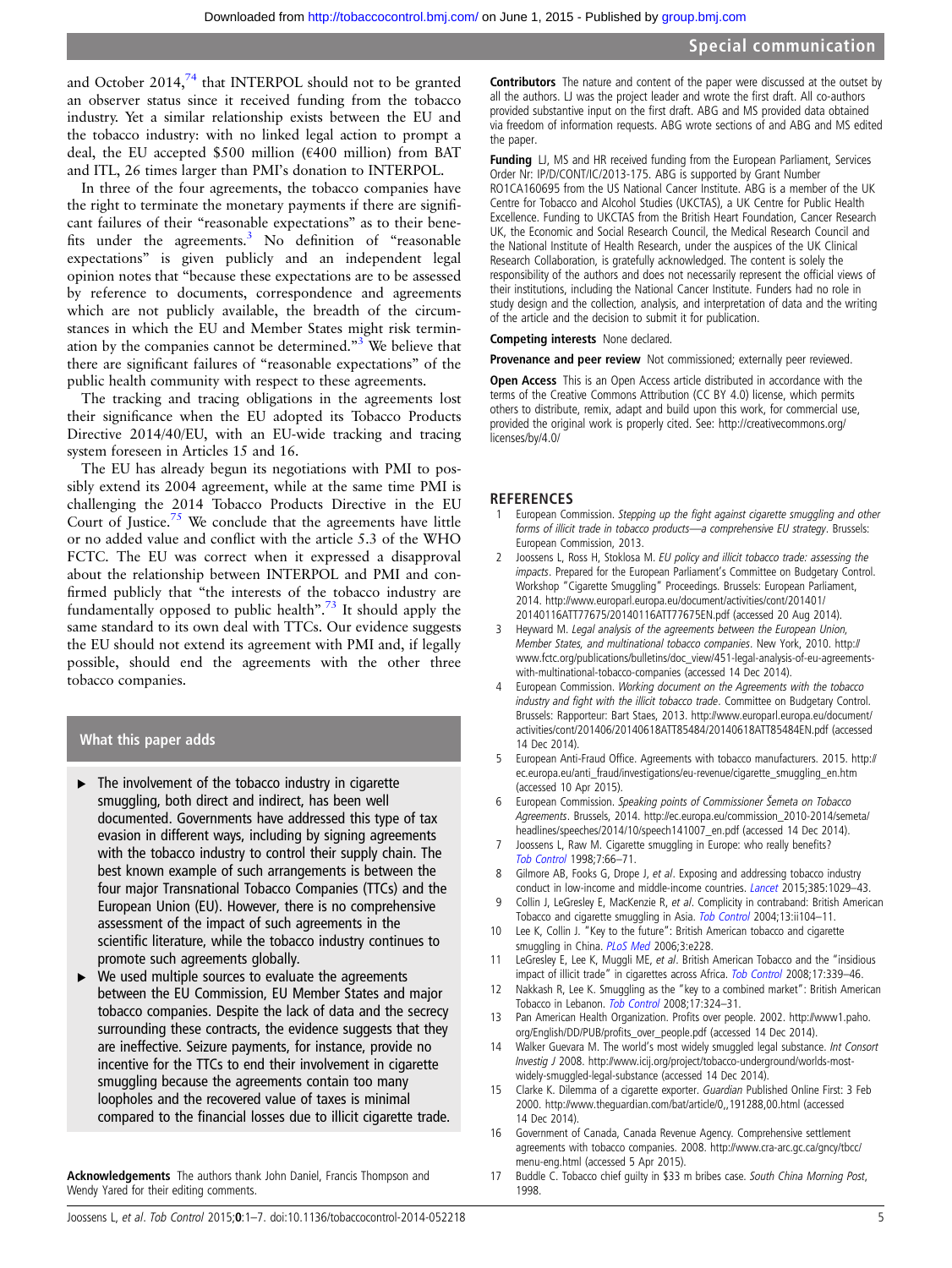and October 2014,[74] that INTERPOL should not to be granted an observer status since it received funding from the tobacco industry. Yet a similar relationship exists between the EU and the tobacco industry: with no linked legal action to prompt a deal, the EU accepted $500 million (€400 million) from BAT and ITL, 26 times larger than PMI's donation to INTERPOL.

In three of the four agreements, the tobacco companies have the right to terminate the monetary payments if there are significant failures of their "reasonable expectations" as to their benefits under the agreements.[3] No definition of "reasonable expectations" is given publicly and an independent legal opinion notes that "because these expectations are to be assessed by reference to documents, correspondence and agreements which are not publicly available, the breadth of the circumstances in which the EU and Member States might risk termination by the companies cannot be determined."[3] We believe that there are significant failures of "reasonable expectations" of the public health community with respect to these agreements.

The tracking and tracing obligations in the agreements lost their significance when the EU adopted its Tobacco Products Directive 2014/40/EU, with an EU-wide tracking and tracing system foreseen in Articles 15 and 16.

The EU has already begun its negotiations with PMI to possibly extend its 2004 agreement, while at the same time PMI is challenging the 2014 Tobacco Products Directive in the EU Court of Justice.[75] We conclude that the agreements have little or no added value and conflict with the article 5.3 of the WHO FCTC. The EU was correct when it expressed a disapproval about the relationship between INTERPOL and PMI and confirmed publicly that "the interests of the tobacco industry are fundamentally opposed to public health".[73] It should apply the same standard to its own deal with TTCs. Our evidence suggests the EU should not extend its agreement with PMI and, if legally possible, should end the agreements with the other three tobacco companies.

### What this paper adds

- The involvement of the tobacco industry in cigarette smuggling, both direct and indirect, has been well documented. Governments have addressed this type of tax evasion in different ways, including by signing agreements with the tobacco industry to control their supply chain. The best known example of such arrangements is between the four major Transnational Tobacco Companies (TTCs) and the European Union (EU). However, there is no comprehensive assessment of the impact of such agreements in the scientific literature, while the tobacco industry continues to promote such agreements globally.
- We used multiple sources to evaluate the agreements between the EU Commission, EU Member States and major tobacco companies. Despite the lack of data and the secrecy surrounding these contracts, the evidence suggests that they are ineffective. Seizure payments, for instance, provide no incentive for the TTCs to end their involvement in cigarette smuggling because the agreements contain too many loopholes and the recovered value of taxes is minimal compared to the financial losses due to illicit cigarette trade.

**Acknowledgements** The authors thank John Daniel, Francis Thompson and Wendy Yared for their editing comments.

**Contributors** The nature and content of the paper were discussed at the outset by all the authors. LJ was the project leader and wrote the first draft. All co-authors provided substantive input on the first draft. ABG and MS provided data obtained via freedom of information requests. ABG wrote sections of and ABG and MS edited the paper.

**Funding** LJ, MS and HR received funding from the European Parliament, Services Order Nr: IP/D/CONT/IC/2013-175. ABG is supported by Grant Number RO1CA160695 from the US National Cancer Institute. ABG is a member of the UK Centre for Tobacco and Alcohol Studies (UKCTAS), a UK Centre for Public Health Excellence. Funding to UKCTAS from the British Heart Foundation, Cancer Research UK, the Economic and Social Research Council, the Medical Research Council and the National Institute of Health Research, under the auspices of the UK Clinical Research Collaboration, is gratefully acknowledged. The content is solely the responsibility of the authors and does not necessarily represent the official views of their institutions, including the National Cancer Institute. Funders had no role in study design and the collection, analysis, and interpretation of data and the writing of the article and the decision to submit it for publication.

**Competing interests** None declared.

**Provenance and peer review** Not commissioned; externally peer reviewed.

**Open Access** This is an Open Access article distributed in accordance with the terms of the Creative Commons Attribution (CC BY 4.0) license, which permits others to distribute, remix, adapt and build upon this work, for commercial use, provided the original work is properly cited. See: http://creativecommons.org/licenses/by/4.0/

## REFERENCES

1. European Commission. *Stepping up the fight against cigarette smuggling and other forms of illicit trade in tobacco products—a comprehensive EU strategy*. Brussels: European Commission, 2013.
2. Joossens L, Ross H, Stoklosa M. *EU policy and illicit tobacco trade: assessing the impacts*. Prepared for the European Parliament's Committee on Budgetary Control. Workshop "Cigarette Smuggling" Proceedings. Brussels: European Parliament, 2014. http://www.europarl.europa.eu/document/activities/cont/201401/20140116ATT77675/20140116ATT77675EN.pdf (accessed 20 Aug 2014).
3. Heyward M. *Legal analysis of the agreements between the European Union, Member States, and multinational tobacco companies*. New York, 2010. http://www.fctc.org/publications/bulletins/doc_view/451-legal-analysis-of-eu-agreements-with-multinational-tobacco-companies (accessed 14 Dec 2014).
4. European Commission. *Working document on the Agreements with the tobacco industry and fight with the illicit tobacco trade*. Committee on Budgetary Control. Brussels: Rapporteur: Bart Staes, 2013. http://www.europarl.europa.eu/document/activities/cont/201406/20140618ATT85484/20140618ATT85484EN.pdf (accessed 14 Dec 2014).
5. European Anti-Fraud Office. Agreements with tobacco manufacturers. 2015. http://ec.europa.eu/anti_fraud/investigations/eu-revenue/cigarette_smuggling_en.htm (accessed 10 Apr 2015).
6. European Commission. *Speaking points of Commissioner Šemeta on Tobacco Agreements*. Brussels, 2014. http://ec.europa.eu/commission_2010-2014/semeta/headlines/speeches/2014/10/speech141007_en.pdf (accessed 14 Dec 2014).
7. Joossens L, Raw M. Cigarette smuggling in Europe: who really benefits? *Tob Control* 1998;7:66–71.
8. Gilmore AB, Fooks G, Drope J, *et al*. Exposing and addressing tobacco industry conduct in low-income and middle-income countries. *Lancet* 2015;385:1029–43.
9. Collin J, LeGresley E, MacKenzie R, *et al*. Complicity in contraband: British American Tobacco and cigarette smuggling in Asia. *Tob Control* 2004;13:ii104–11.
10. Lee K, Collin J. "Key to the future": British American tobacco and cigarette smuggling in China. *PLoS Med* 2006;3:e228.
11. LeGresley E, Lee K, Muggli ME, *et al*. British American Tobacco and the "insidious impact of illicit trade" in cigarettes across Africa. *Tob Control* 2008;17:339–46.
12. Nakkash R, Lee K. Smuggling as the "key to a combined market": British American Tobacco in Lebanon. *Tob Control* 2008;17:324–31.
13. Pan American Health Organization. Profits over people. 2002. http://www1.paho.org/English/DD/PUB/profits_over_people.pdf (accessed 14 Dec 2014).
14. Walker Guevara M. The world's most widely smuggled legal substance. *Int Consort Investig J* 2008. http://www.icij.org/project/tobacco-underground/worlds-most-widely-smuggled-legal-substance (accessed 14 Dec 2014).
15. Clarke K. Dilemma of a cigarette exporter. *Guardian* Published Online First: 3 Feb 2000. http://www.theguardian.com/bat/article/0,,191288,00.html (accessed 14 Dec 2014).
16. Government of Canada, Canada Revenue Agency. Comprehensive settlement agreements with tobacco companies. 2008. http://www.cra-arc.gc.ca/gncy/tbcc/menu-eng.html (accessed 5 Apr 2015).
17. Buddle C. Tobacco chief guilty in $33 m bribes case. *South China Morning Post*, 1998.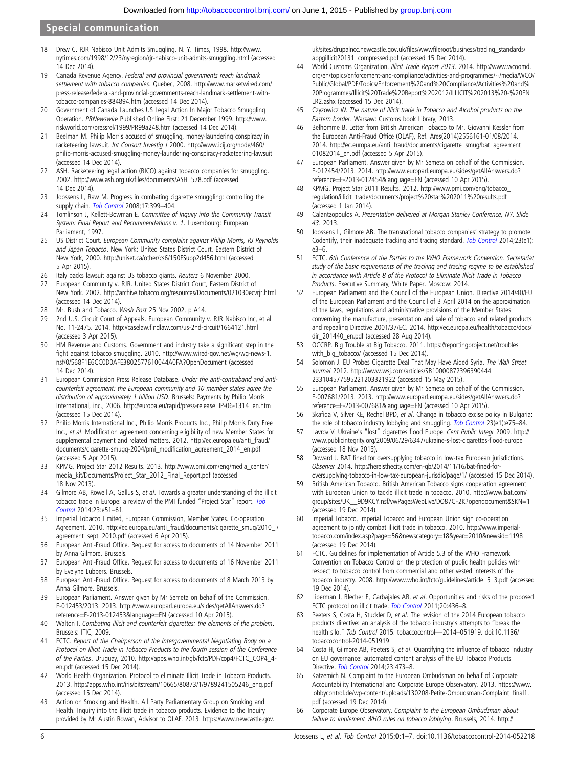18 Drew C. RJR Nabisco Unit Admits Smuggling. N. Y. Times, 1998. http://www.nytimes.com/1998/12/23/nyregion/rjr-nabisco-unit-admits-smuggling.html (accessed 14 Dec 2014).

19 Canada Revenue Agency. *Federal and provincial governments reach landmark settlement with tobacco companies*. Quebec, 2008. http://www.marketwired.com/press-release/federal-and-provincial-governments-reach-landmark-settlement-with-tobacco-companies-884894.htm (accessed 14 Dec 2014).

20 Government of Canada Launches US Legal Action In Major Tobacco Smuggling Operation. *PRNewswire* Published Online First: 21 December 1999. http://www.riskworld.com/pressrel/1999/PR99a248.htm (accessed 14 Dec 2014).

21 Beelman M. Philip Morris accused of smuggling, money-laundering conspiracy in racketeering lawsuit. *Int Consort Investig J* 2000. http://www.icij.org/node/460/philip-morris-accused-smuggling-money-laundering-conspiracy-racketeering-lawsuit (accessed 14 Dec 2014).

22 ASH. Racketeering legal action (RICO) against tobacco companies for smuggling. 2002. http://www.ash.org.uk/files/documents/ASH_578.pdf (accessed 14 Dec 2014).

23 Joossens L, Raw M. Progress in combating cigarette smuggling: controlling the supply chain. *Tob Control* 2008;17:399–404.

24 Tomlinson J, Kellett-Bowman E. *Committee of Inquiry into the Community Transit System: Final Report and Recommendations v. 1*. Luxembourg: European Parliament, 1997.

25 US District Court. *European Community complaint against Philip Morris, RJ Reynolds and Japan Tobacco*. New York: United States District Court, Eastern District of New York, 2000. http://uniset.ca/other/cs6/150FSupp2d456.html (accessed 5 Apr 2015).

26 Italy backs lawsuit against US tobacco giants. *Reuters* 6 November 2000.

27 European Community v. RJR. United States District Court, Eastern District of New York. 2002. http://archive.tobacco.org/resources/Documents/021030ecvrjr.html (accessed 14 Dec 2014).

28 Mr. Bush and Tobacco. *Wash Post* 25 Nov 2002, p A14.

29 2nd U.S. Circuit Court of Appeals. European Community v. RJR Nabisco Inc, et al No. 11-2475. 2014. http://caselaw.findlaw.com/us-2nd-circuit/1664121.html (accessed 3 Apr 2015).

30 HM Revenue and Customs. Government and industry take a significant step in the fight against tobacco smuggling. 2010. http://www.wired-gov.net/wg/wg-news-1.nsf/0/568F1E6CC0D0AFE3802577610044A0FA?OpenDocument (accessed 14 Dec 2014).

31 European Commission Press Release Database. *Under the anti-contraband and anti-counterfeit agreement: the European community and 10 member states agree the distribution of approximately 1 billion USD*. Brussels: Payments by Philip Morris International, inc., 2006. http://europa.eu/rapid/press-release_IP-06-1314_en.htm (accessed 15 Dec 2014).

32 Philip Morris International Inc., Philip Morris Products Inc., Philip Morris Duty Free Inc., *et al*. Modification agreement concerning eligibility of new Member States for supplemental payment and related matters. 2012. http://ec.europa.eu/anti_fraud/documents/cigarette-smugg-2004/pmi_modification_agreement_2014_en.pdf (accessed 5 Apr 2015).

33 KPMG. Project Star 2012 Results. 2013. http://www.pmi.com/eng/media_center/media_kit/Documents/Project_Star_2012_Final_Report.pdf (accessed 18 Nov 2013).

34 Gilmore AB, Rowell A, Gallus S, *et al*. Towards a greater understanding of the illicit tobacco trade in Europe: a review of the PMI funded "Project Star" report. *Tob Control* 2014;23:e51–61.

35 Imperial Tobacco Limited, European Commission, Member States. Co-operation Agreement. 2010. http://ec.europa.eu/anti_fraud/documents/cigarette_smug/2010_i/agreement_sept_2010.pdf (accessed 6 Apr 2015).

36 European Anti-Fraud Office. Request for access to documents of 14 November 2011 by Anna Gilmore. Brussels.

37 European Anti-Fraud Office. Request for access to documents of 16 November 2011 by Evelyne Lubbers. Brussels.

38 European Anti-Fraud Office. Request for access to documents of 8 March 2013 by Anna Gilmore. Brussels.

39 European Parliament. Answer given by Mr Semeta on behalf of the Commission. E-012453/2013. 2013. http://www.europarl.europa.eu/sides/getAllAnswers.do?reference=E-2013-012453&language=EN (accessed 10 Apr 2015).

40 Walton I. *Combating illicit and counterfeit cigarettes: the elements of the problem*. Brussels: ITIC, 2009.

41 FCTC. *Report of the Chairperson of the Intergovernmental Negotiating Body on a Protocol on Illicit Trade in Tobacco Products to the fourth session of the Conference of the Parties*. Uruguay, 2010. http://apps.who.int/gb/fctc/PDF/cop4/FCTC_COP4_4-en.pdf (accessed 15 Dec 2014).

42 World Health Organization. Protocol to eliminate Illicit Trade in Tobacco Products. 2013. http://apps.who.int/iris/bitstream/10665/80873/1/9789241505246_eng.pdf (accessed 15 Dec 2014).

43 Action on Smoking and Health. All Party Parliamentary Group on Smoking and Health. Inquiry into the illicit trade in tobacco products. Evidence to the Inquiry provided by Mr Austin Rowan, Advisor to OLAF. 2013. https://www.newcastle.gov.uk/sites/drupalncc.newcastle.gov.uk/files/wwwfileroot/business/trading_standards/appgillicit20131_compressed.pdf (accessed 15 Dec 2014).

44 World Customs Organization. *Illicit Trade Report 2013*. 2014. http://www.wcoomd.org/en/topics/enforcement-and-compliance/activities-and-programmes/~/media/WCO/Public/Global/PDF/Topics/Enforcement%20and%20Compliance/Activities%20and%20Programmes/Illicit%20Trade%20Report%202012/ILLICIT%202013%20-%20EN_LR2.ashx (accessed 15 Dec 2014).

45 Czyzowicz W. *The nature of illicit trade in Tobacco and Alcohol products on the Eastern border*. Warsaw: Customs book Library, 2013.

46 Belhomme B. Letter from British American Tobacco to Mr. Giovanni Kessler from the European Anti-Fraud Office (OLAF), Ref. Ares(2014)2556161-01/08/2014. 2014. http://ec.europa.eu/anti_fraud/documents/cigarette_smug/bat_agreement_01082014_en.pdf (accessed 5 Apr 2015).

47 European Parliament. Answer given by Mr Semeta on behalf of the Commission. E-012454/2013. 2014. http://www.europarl.europa.eu/sides/getAllAnswers.do?reference=E-2013-012454&language=EN (accessed 10 Apr 2015).

48 KPMG. Project Star 2011 Results. 2012. http://www.pmi.com/eng/tobacco_regulation/illicit_trade/documents/project%20star%202011%20results.pdf (accessed 1 Jan 2014).

49 Calantzopoulos A. *Presentation delivered at Morgan Stanley Conference, NY. Slide 43*. 2013.

50 Joossens L, Gilmore AB. The transnational tobacco companies' strategy to promote Codentify, their inadequate tracking and tracing standard. *Tob Control* 2014;23(e1):e3–6.

51 FCTC. *6th Conference of the Parties to the WHO Framework Convention*. *Secretariat study of the basic requirements of the tracking and tracing regime to be established in accordance with Article 8 of the Protocol to Eliminate Illicit Trade in Tobacco Products*. Executive Summary, White Paper. Moscow: 2014.

52 European Parliament and the Council of the European Union. Directive 2014/40/EU of the European Parliament and the Council of 3 April 2014 on the approximation of the laws, regulations and administrative provisions of the Member States converning the manufacture, presentation and sale of tobacco and related products and repealing Directive 2001/37/EC. 2014. http://ec.europa.eu/health/tobacco/docs/dir_201440_en.pdf (accessed 28 Aug 2014).

53 OCCRP. Big Trouble at Big Tobacco. 2011. https://reportingproject.net/troubles_with_big_tobacco/ (accessed 15 Dec 2014).

54 Solomon J. EU Probes Cigarette Deal That May Have Aided Syria. *The Wall Street Journal* 2012. http://www.wsj.com/articles/SB10000872396390444233104577595221203321922 (accessed 15 May 2015).

55 European Parliament. Answer given by Mr Semeta on behalf of the Commission. E-007681/2013. 2013. http://www.europarl.europa.eu/sides/getAllAnswers.do?reference=E-2013-007681&language=EN (accessed 10 Apr 2015).

56 Skafida V, Silver KE, Rechel BPD, *et al*. Change in tobacco excise policy in Bulgaria: the role of tobacco industry lobbying and smuggling. *Tob Control* 23(e1):e75–84.

57 Lavrov V. Ukraine's "lost" cigarettes flood Europe. *Cent Public Integr* 2009. http://www.publicintegrity.org/2009/06/29/6347/ukraine-s-lost-cigarettes-flood-europe (accessed 18 Nov 2013).

58 Doward J. BAT fined for oversupplying tobacco in low-tax European jurisdictions. *Observer* 2014. http://hereisthecity.com/en-gb/2014/11/16/bat-fined-for-oversupplying-tobacco-in-low-tax-european-jurisdic/page/1/ (accessed 15 Dec 2014).

59 British American Tobacco. British American Tobacco signs cooperation agreement with European Union to tackle illicit trade in tobacco. 2010. http://www.bat.com/group/sites/UK__9D9KCY.nsf/vwPagesWebLive/DO87CF2K?opendocument&SKN=1 (accessed 19 Dec 2014).

60 Imperial Tobacco. Imperial Tobacco and European Union sign co-operation agreement to jointly combat illicit trade in tobacco. 2010. http://www.imperial-tobacco.com/index.asp?page=56&newscategory=18&year=2010&newsid=1198 (accessed 19 Dec 2014).

61 FCTC. Guidelines for implementation of Article 5.3 of the WHO Framework Convention on Tobacco Control on the protection of public health policies with respect to tobacco control from commercial and other vested interests of the tobacco industry. 2008. http://www.who.int/fctc/guidelines/article_5_3.pdf (accessed 19 Dec 2014).

62 Liberman J, Blecher E, Carbajales AR, *et al*. Opportunities and risks of the proposed FCTC protocol on illicit trade. *Tob Control* 2011;20:436–8.

63 Peeters S, Costa H, Stuckler D, *et al*. The revision of the 2014 European tobacco products directive: an analysis of the tobacco industry's attempts to "break the health silo." *Tob Control* 2015. tobaccocontrol—2014–051919. doi:10.1136/tobaccocontrol-2014-051919

64 Costa H, Gilmore AB, Peeters S, *et al*. Quantifying the influence of tobacco industry on EU governance: automated content analysis of the EU Tobacco Products Directive. *Tob Control* 2014;23:473–8.

65 Katzemich N. Complaint to the European Ombudsman on behalf of Corporate Accountability International and Corporate Europe Observatory. 2013. https://www.lobbycontrol.de/wp-content/uploads/130208-Petite-Ombudsman-Complaint_final1.pdf (accessed 19 Dec 2014).

66 Corporate Europe Observatory. *Complaint to the European Ombudsman about failure to implement WHO rules on tobacco lobbying*. Brussels, 2014. http://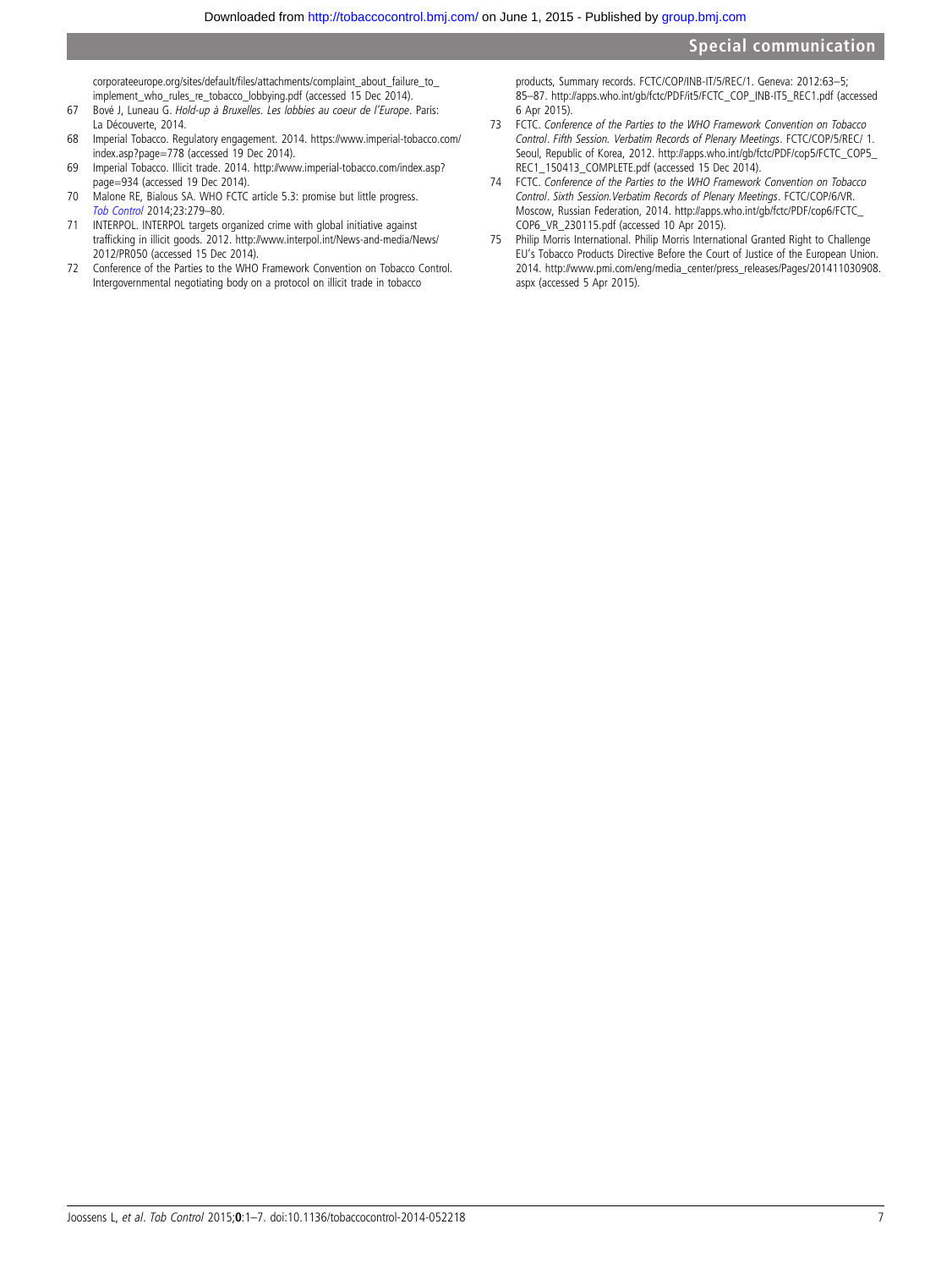corporateeurope.org/sites/default/files/attachments/complaint_about_failure_to_implement_who_rules_re_tobacco_lobbying.pdf (accessed 15 Dec 2014).

67. Bové J, Luneau G. *Hold-up à Bruxelles. Les lobbies au coeur de l'Europe*. Paris: La Découverte, 2014.
68. Imperial Tobacco. Regulatory engagement. 2014. https://www.imperial-tobacco.com/index.asp?page=778 (accessed 19 Dec 2014).
69. Imperial Tobacco. Illicit trade. 2014. http://www.imperial-tobacco.com/index.asp?page=934 (accessed 19 Dec 2014).
70. Malone RE, Bialous SA. WHO FCTC article 5.3: promise but little progress. *Tob Control* 2014;23:279–80.
71. INTERPOL. INTERPOL targets organized crime with global initiative against trafficking in illicit goods. 2012. http://www.interpol.int/News-and-media/News/2012/PR050 (accessed 15 Dec 2014).
72. Conference of the Parties to the WHO Framework Convention on Tobacco Control. Intergovernmental negotiating body on a protocol on illicit trade in tobacco products, Summary records. FCTC/COP/INB-IT/5/REC/1. Geneva: 2012:63–5; 85–87. http://apps.who.int/gb/fctc/PDF/it5/FCTC_COP_INB-IT5_REC1.pdf (accessed 6 Apr 2015).
73. FCTC. *Conference of the Parties to the WHO Framework Convention on Tobacco Control. Fifth Session. Verbatim Records of Plenary Meetings*. FCTC/COP/5/REC/ 1. Seoul, Republic of Korea, 2012. http://apps.who.int/gb/fctc/PDF/cop5/FCTC_COP5_REC1_150413_COMPLETE.pdf (accessed 15 Dec 2014).
74. FCTC. *Conference of the Parties to the WHO Framework Convention on Tobacco Control. Sixth Session.Verbatim Records of Plenary Meetings*. FCTC/COP/6/VR. Moscow, Russian Federation, 2014. http://apps.who.int/gb/fctc/PDF/cop6/FCTC_COP6_VR_230115.pdf (accessed 10 Apr 2015).
75. Philip Morris International. Philip Morris International Granted Right to Challenge EU's Tobacco Products Directive Before the Court of Justice of the European Union. 2014. http://www.pmi.com/eng/media_center/press_releases/Pages/201411030908.aspx (accessed 5 Apr 2015).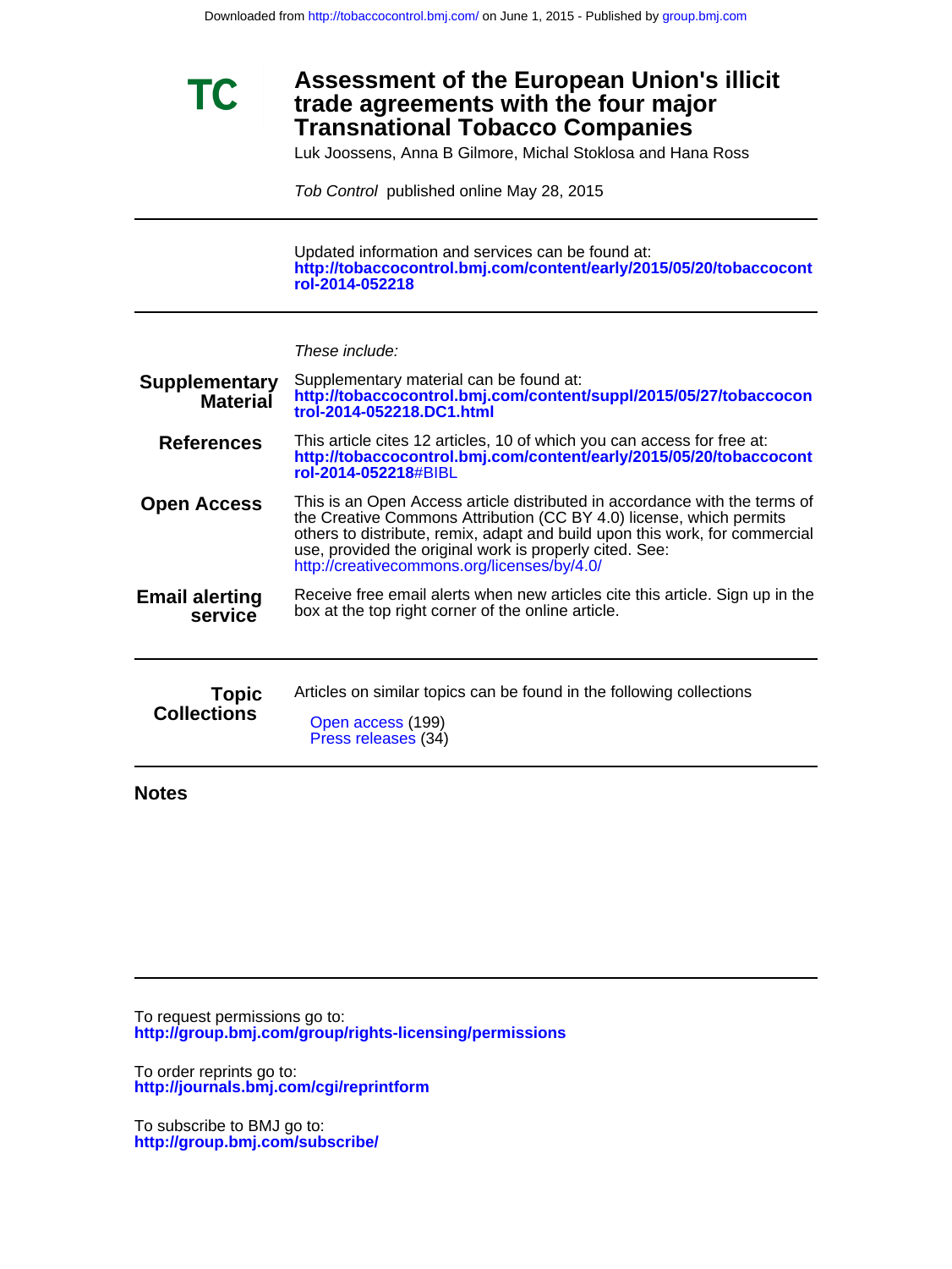TC

# Assessment of the European Union's illicit trade agreements with the four major Transnational Tobacco Companies

Luk Joossens, Anna B Gilmore, Michal Stoklosa and Hana Ross

*Tob Control* published online May 28, 2015

Updated information and services can be found at:
**http://tobaccocontrol.bmj.com/content/early/2015/05/20/tobaccocontrol-2014-052218**

*These include:*

**Supplementary Material**
Supplementary material can be found at:
**http://tobaccocontrol.bmj.com/content/suppl/2015/05/27/tobaccocontrol-2014-052218.DC1.html**

**References**
This article cites 12 articles, 10 of which you can access for free at:
**http://tobaccocontrol.bmj.com/content/early/2015/05/20/tobaccocontrol-2014-052218**#BIBL

**Open Access**
This is an Open Access article distributed in accordance with the terms of the Creative Commons Attribution (CC BY 4.0) license, which permits others to distribute, remix, adapt and build upon this work, for commercial use, provided the original work is properly cited. See: http://creativecommons.org/licenses/by/4.0/

**Email alerting service**
Receive free email alerts when new articles cite this article. Sign up in the box at the top right corner of the online article.

**Topic Collections**
Articles on similar topics can be found in the following collections

- Open access (199)
- Press releases (34)

## Notes

To request permissions go to:
**http://group.bmj.com/group/rights-licensing/permissions**

To order reprints go to:
**http://journals.bmj.com/cgi/reprintform**

To subscribe to BMJ go to:
**http://group.bmj.com/subscribe/**